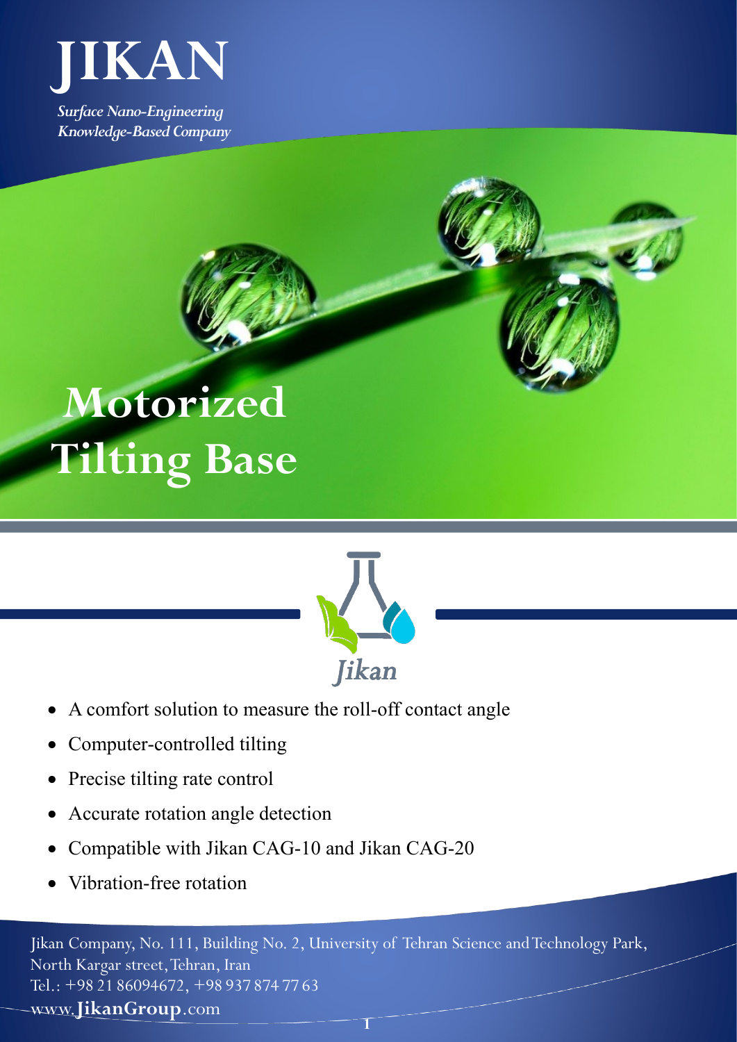# JIKAN

*Surface Nano-Engineering*
*Knowledge-Based Company*

# Motorized Tilting Base

Jikan

- A comfort solution to measure the roll-off contact angle
- Computer-controlled tilting
- Precise tilting rate control
- Accurate rotation angle detection
- Compatible with Jikan CAG-10 and Jikan CAG-20
- Vibration-free rotation

Jikan Company, No. 111, Building No. 2, University of Tehran Science and Technology Park, North Kargar street, Tehran, Iran
Tel.: +98 21 86094672, +98 937 874 77 63
www.**JikanGroup**.com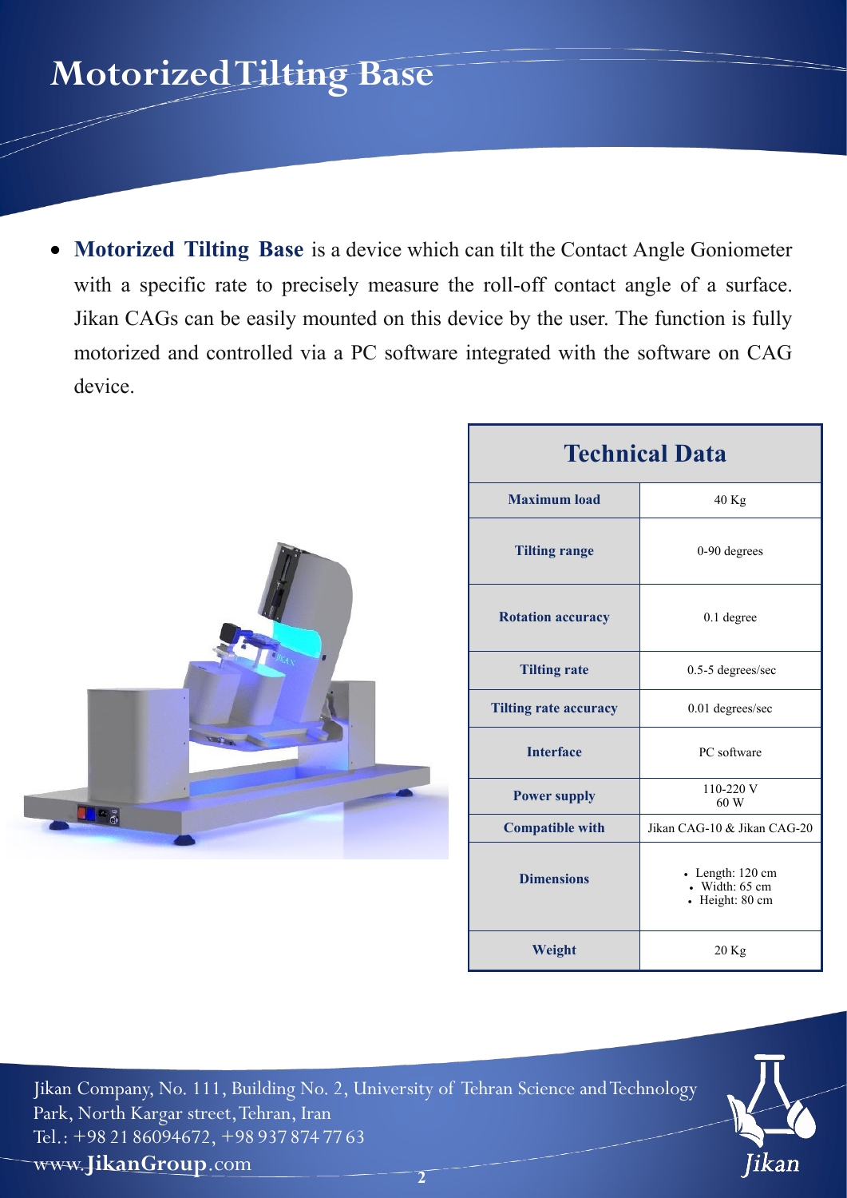# Motorized Tilting Base

- **Motorized Tilting Base** is a device which can tilt the Contact Angle Goniometer with a specific rate to precisely measure the roll-off contact angle of a surface. Jikan CAGs can be easily mounted on this device by the user. The function is fully motorized and controlled via a PC software integrated with the software on CAG device.

| Technical Data | |
|---|---|
| **Maximum load** | 40 Kg |
| **Tilting range** | 0-90 degrees |
| **Rotation accuracy** | 0.1 degree |
| **Tilting rate** | 0.5-5 degrees/sec |
| **Tilting rate accuracy** | 0.01 degrees/sec |
| **Interface** | PC software |
| **Power supply** | 110-220 V<br>60 W |
| **Compatible with** | Jikan CAG-10 & Jikan CAG-20 |
| **Dimensions** | • Length: 120 cm<br>• Width: 65 cm<br>• Height: 80 cm |
| **Weight** | 20 Kg |

Jikan Company, No. 111, Building No. 2, University of Tehran Science and Technology Park, North Kargar street, Tehran, Iran
Tel.: +98 21 86094672, +98 937 874 77 63
www.**JikanGroup**.com

Jikan